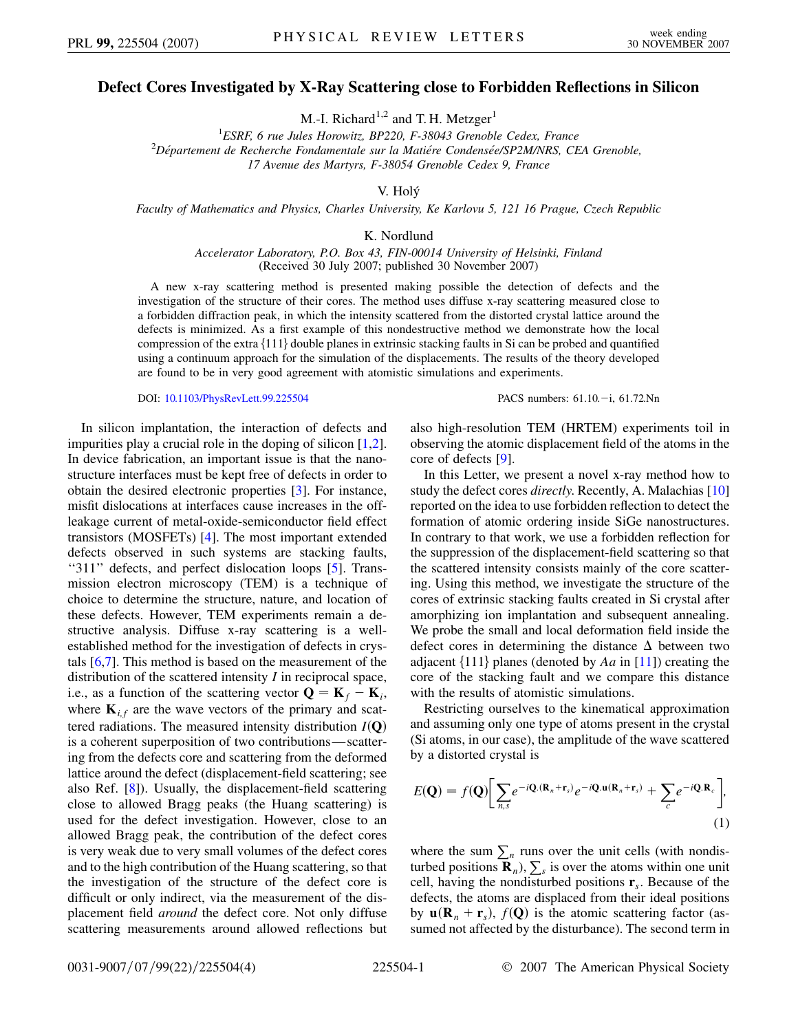# Defect Cores Investigated by X-Ray Scattering close to Forbidden Reflections in Silicon

M.-I. Richard[1,2] and T. H. Metzger[1]

[1]*ESRF, 6 rue Jules Horowitz, BP220, F-38043 Grenoble Cedex, France*
[2]*Département de Recherche Fondamentale sur la Matiére Condensée/SP2M/NRS, CEA Grenoble, 17 Avenue des Martyrs, F-38054 Grenoble Cedex 9, France*

V. Holý

*Faculty of Mathematics and Physics, Charles University, Ke Karlovu 5, 121 16 Prague, Czech Republic*

K. Nordlund

*Accelerator Laboratory, P.O. Box 43, FIN-00014 University of Helsinki, Finland*
(Received 30 July 2007; published 30 November 2007)

A new x-ray scattering method is presented making possible the detection of defects and the investigation of the structure of their cores. The method uses diffuse x-ray scattering measured close to a forbidden diffraction peak, in which the intensity scattered from the distorted crystal lattice around the defects is minimized. As a first example of this nondestructive method we demonstrate how the local compression of the extra {111} double planes in extrinsic stacking faults in Si can be probed and quantified using a continuum approach for the simulation of the displacements. The results of the theory developed are found to be in very good agreement with atomistic simulations and experiments.

DOI: 10.1103/PhysRevLett.99.225504 PACS numbers: 61.10.−i, 61.72.Nn

In silicon implantation, the interaction of defects and impurities play a crucial role in the doping of silicon [1,2]. In device fabrication, an important issue is that the nanostructure interfaces must be kept free of defects in order to obtain the desired electronic properties [3]. For instance, misfit dislocations at interfaces cause increases in the off-leakage current of metal-oxide-semiconductor field effect transistors (MOSFETs) [4]. The most important extended defects observed in such systems are stacking faults, ''311'' defects, and perfect dislocation loops [5]. Transmission electron microscopy (TEM) is a technique of choice to determine the structure, nature, and location of these defects. However, TEM experiments remain a destructive analysis. Diffuse x-ray scattering is a well-established method for the investigation of defects in crystals [6,7]. This method is based on the measurement of the distribution of the scattered intensity $I$ in reciprocal space, i.e., as a function of the scattering vector $\mathbf{Q} = \mathbf{K}_f - \mathbf{K}_i$, where $\mathbf{K}_{i,f}$ are the wave vectors of the primary and scattered radiations. The measured intensity distribution $I(\mathbf{Q})$ is a coherent superposition of two contributions—scattering from the defects core and scattering from the deformed lattice around the defect (displacement-field scattering; see also Ref. [8]). Usually, the displacement-field scattering close to allowed Bragg peaks (the Huang scattering) is used for the defect investigation. However, close to an allowed Bragg peak, the contribution of the defect cores is very weak due to very small volumes of the defect cores and to the high contribution of the Huang scattering, so that the investigation of the structure of the defect core is difficult or only indirect, via the measurement of the displacement field *around* the defect core. Not only diffuse scattering measurements around allowed reflections but also high-resolution TEM (HRTEM) experiments toil in observing the atomic displacement field of the atoms in the core of defects [9].

In this Letter, we present a novel x-ray method how to study the defect cores *directly*. Recently, A. Malachias [10] reported on the idea to use forbidden reflection to detect the formation of atomic ordering inside SiGe nanostructures. In contrary to that work, we use a forbidden reflection for the suppression of the displacement-field scattering so that the scattered intensity consists mainly of the core scattering. Using this method, we investigate the structure of the cores of extrinsic stacking faults created in Si crystal after amorphizing ion implantation and subsequent annealing. We probe the small and local deformation field inside the defect cores in determining the distance $\Delta$ between two adjacent {111} planes (denoted by $Aa$ in [11]) creating the core of the stacking fault and we compare this distance with the results of atomistic simulations.

Restricting ourselves to the kinematical approximation and assuming only one type of atoms present in the crystal (Si atoms, in our case), the amplitude of the wave scattered by a distorted crystal is

$$E(\mathbf{Q}) = f(\mathbf{Q})\left[\sum_{n,s} e^{-i\mathbf{Q}.(\mathbf{R}_n+\mathbf{r}_s)} e^{-i\mathbf{Q}.\mathbf{u}(\mathbf{R}_n+\mathbf{r}_s)} + \sum_c e^{-i\mathbf{Q}.\mathbf{R}_c}\right], \tag{1}$$

where the sum $\sum_n$ runs over the unit cells (with nondisturbed positions $\mathbf{R}_n$), $\sum_s$ is over the atoms within one unit cell, having the nondisturbed positions $\mathbf{r}_s$. Because of the defects, the atoms are displaced from their ideal positions by $\mathbf{u}(\mathbf{R}_n + \mathbf{r}_s)$, $f(\mathbf{Q})$ is the atomic scattering factor (assumed not affected by the disturbance). The second term in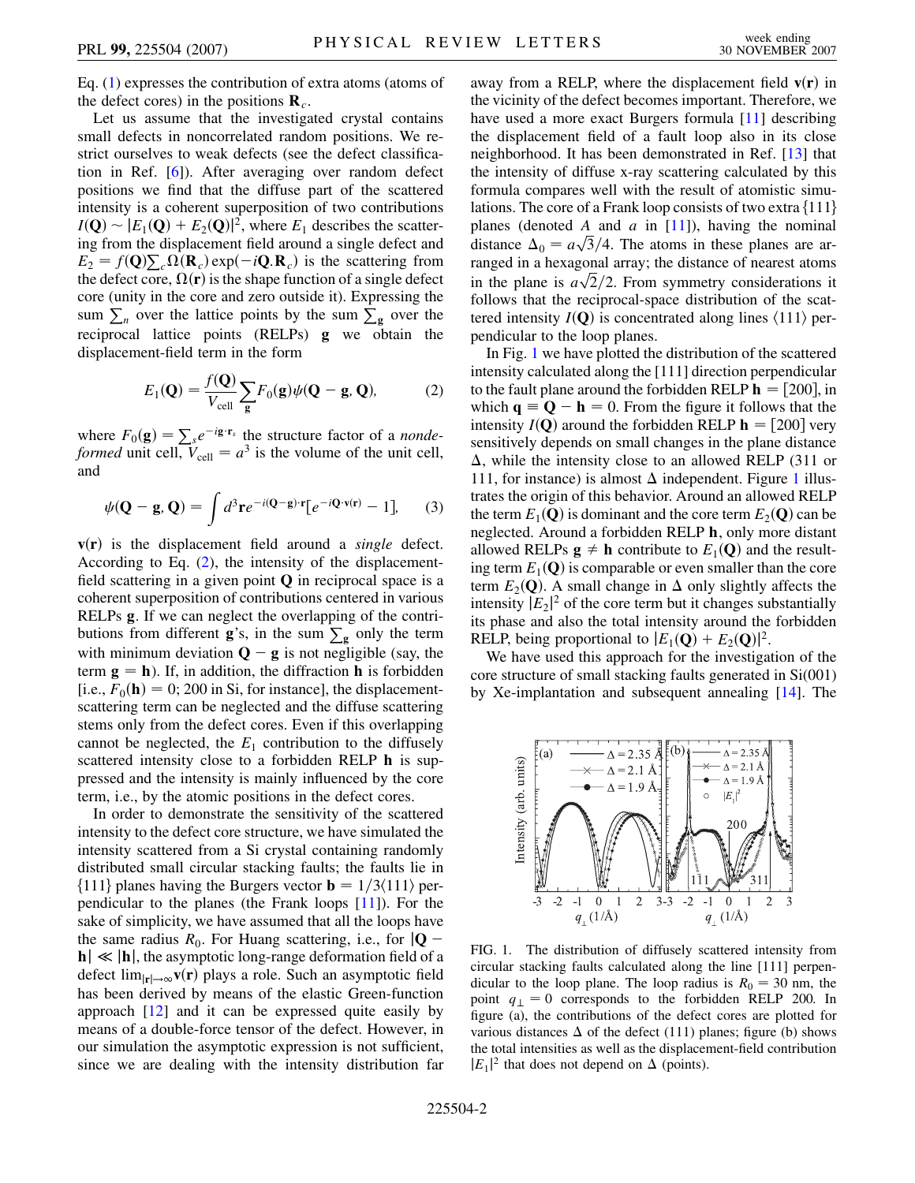Eq. (1) expresses the contribution of extra atoms (atoms of the defect cores) in the positions $\mathbf{R}_c$.

Let us assume that the investigated crystal contains small defects in noncorrelated random positions. We restrict ourselves to weak defects (see the defect classification in Ref. [6]). After averaging over random defect positions we find that the diffuse part of the scattered intensity is a coherent superposition of two contributions $I(\mathbf{Q}) \sim |E_1(\mathbf{Q}) + E_2(\mathbf{Q})|^2$, where $E_1$ describes the scattering from the displacement field around a single defect and $E_2 = f(\mathbf{Q})\sum_c \Omega(\mathbf{R}_c)\exp(-i\mathbf{Q}.\mathbf{R}_c)$ is the scattering from the defect core, $\Omega(\mathbf{r})$ is the shape function of a single defect core (unity in the core and zero outside it). Expressing the sum $\sum_n$ over the lattice points by the sum $\sum_\mathbf{g}$ over the reciprocal lattice points (RELPs) $\mathbf{g}$ we obtain the displacement-field term in the form

$$E_1(\mathbf{Q}) = \frac{f(\mathbf{Q})}{V_{\text{cell}}}\sum_\mathbf{g} F_0(\mathbf{g})\psi(\mathbf{Q}-\mathbf{g},\mathbf{Q}), \qquad (2)$$

where $F_0(\mathbf{g}) = \sum_s e^{-i\mathbf{g}\cdot\mathbf{r}_s}$ the structure factor of a *nondeformed* unit cell, $V_{\text{cell}} = a^3$ is the volume of the unit cell, and

$$\psi(\mathbf{Q}-\mathbf{g},\mathbf{Q}) = \int d^3\mathbf{r}\, e^{-i(\mathbf{Q}-\mathbf{g})\cdot\mathbf{r}}[e^{-i\mathbf{Q}\cdot\mathbf{v}(\mathbf{r})} - 1], \qquad (3)$$

$\mathbf{v}(\mathbf{r})$ is the displacement field around a *single* defect. According to Eq. (2), the intensity of the displacement-field scattering in a given point $\mathbf{Q}$ in reciprocal space is a coherent superposition of contributions centered in various RELPs $\mathbf{g}$. If we can neglect the overlapping of the contributions from different $\mathbf{g}$'s, in the sum $\sum_\mathbf{g}$ only the term with minimum deviation $\mathbf{Q}-\mathbf{g}$ is not negligible (say, the term $\mathbf{g} = \mathbf{h}$). If, in addition, the diffraction $\mathbf{h}$ is forbidden [i.e., $F_0(\mathbf{h}) = 0$; 200 in Si, for instance], the displacement-scattering term can be neglected and the diffuse scattering stems only from the defect cores. Even if this overlapping cannot be neglected, the $E_1$ contribution to the diffusely scattered intensity close to a forbidden RELP $\mathbf{h}$ is suppressed and the intensity is mainly influenced by the core term, i.e., by the atomic positions in the defect cores.

In order to demonstrate the sensitivity of the scattered intensity to the defect core structure, we have simulated the intensity scattered from a Si crystal containing randomly distributed small circular stacking faults; the faults lie in $\{111\}$ planes having the Burgers vector $\mathbf{b} = 1/3\langle 111\rangle$ perpendicular to the planes (the Frank loops [11]). For the sake of simplicity, we have assumed that all the loops have the same radius $R_0$. For Huang scattering, i.e., for $|\mathbf{Q}-\mathbf{h}| \ll |\mathbf{h}|$, the asymptotic long-range deformation field of a defect $\lim_{|\mathbf{r}|\to\infty}\mathbf{v}(\mathbf{r})$ plays a role. Such an asymptotic field has been derived by means of the elastic Green-function approach [12] and it can be expressed quite easily by means of a double-force tensor of the defect. However, in our simulation the asymptotic expression is not sufficient, since we are dealing with the intensity distribution far away from a RELP, where the displacement field $\mathbf{v}(\mathbf{r})$ in the vicinity of the defect becomes important. Therefore, we have used a more exact Burgers formula [11] describing the displacement field of a fault loop also in its close neighborhood. It has been demonstrated in Ref. [13] that the intensity of diffuse x-ray scattering calculated by this formula compares well with the result of atomistic simulations. The core of a Frank loop consists of two extra $\{111\}$ planes (denoted $A$ and $a$ in [11]), having the nominal distance $\Delta_0 = a\sqrt{3}/4$. The atoms in these planes are arranged in a hexagonal array; the distance of nearest atoms in the plane is $a\sqrt{2}/2$. From symmetry considerations it follows that the reciprocal-space distribution of the scattered intensity $I(\mathbf{Q})$ is concentrated along lines $\langle 111\rangle$ perpendicular to the loop planes.

In Fig. 1 we have plotted the distribution of the scattered intensity calculated along the [111] direction perpendicular to the fault plane around the forbidden RELP $\mathbf{h} = [200]$, in which $\mathbf{q} \equiv \mathbf{Q}-\mathbf{h} = 0$. From the figure it follows that the intensity $I(\mathbf{Q})$ around the forbidden RELP $\mathbf{h} = [200]$ very sensitively depends on small changes in the plane distance $\Delta$, while the intensity close to an allowed RELP (311 or 111, for instance) is almost $\Delta$ independent. Figure 1 illustrates the origin of this behavior. Around an allowed RELP the term $E_1(\mathbf{Q})$ is dominant and the core term $E_2(\mathbf{Q})$ can be neglected. Around a forbidden RELP $\mathbf{h}$, only more distant allowed RELPs $\mathbf{g} \neq \mathbf{h}$ contribute to $E_1(\mathbf{Q})$ and the resulting term $E_1(\mathbf{Q})$ is comparable or even smaller than the core term $E_2(\mathbf{Q})$. A small change in $\Delta$ only slightly affects the intensity $|E_2|^2$ of the core term but it changes substantially its phase and also the total intensity around the forbidden RELP, being proportional to $|E_1(\mathbf{Q}) + E_2(\mathbf{Q})|^2$.

We have used this approach for the investigation of the core structure of small stacking faults generated in Si(001) by Xe-implantation and subsequent annealing [14]. The

FIG. 1. The distribution of diffusely scattered intensity from circular stacking faults calculated along the line [111] perpendicular to the loop plane. The loop radius is $R_0 = 30$ nm, the point $q_\perp = 0$ corresponds to the forbidden RELP 200. In figure (a), the contributions of the defect cores are plotted for various distances $\Delta$ of the defect (111) planes; figure (b) shows the total intensities as well as the displacement-field contribution $|E_1|^2$ that does not depend on $\Delta$ (points).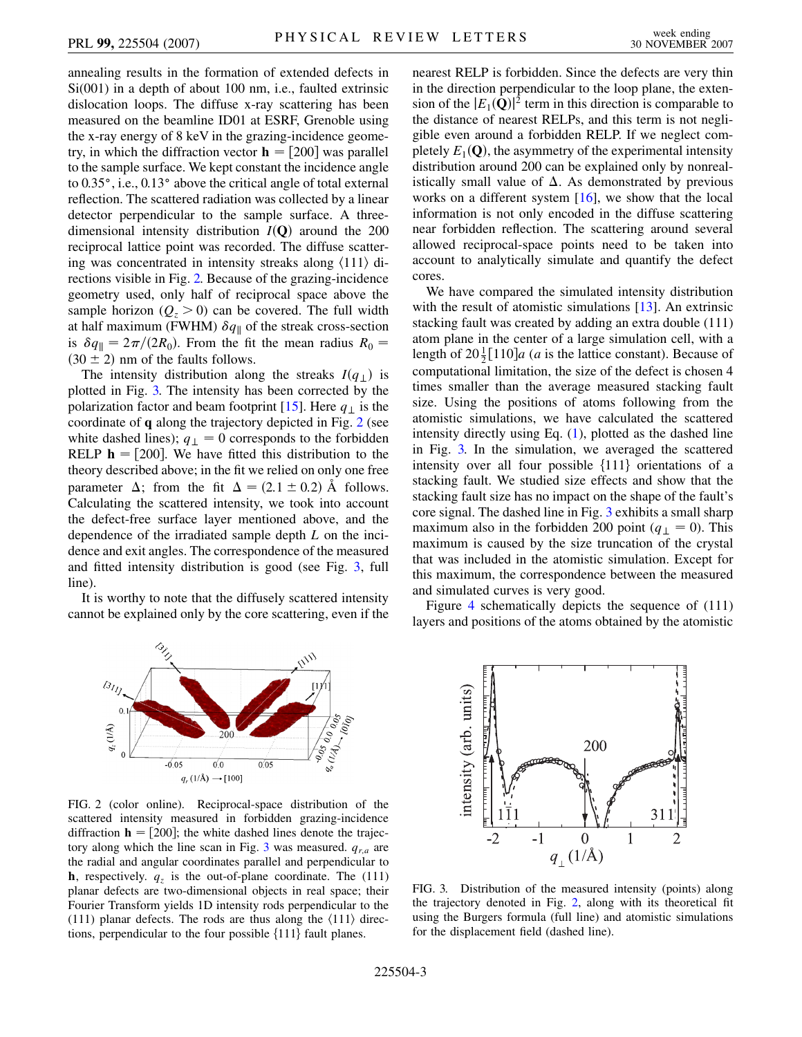annealing results in the formation of extended defects in Si(001) in a depth of about 100 nm, i.e., faulted extrinsic dislocation loops. The diffuse x-ray scattering has been measured on the beamline ID01 at ESRF, Grenoble using the x-ray energy of 8 keV in the grazing-incidence geometry, in which the diffraction vector $\mathbf{h} = [200]$ was parallel to the sample surface. We kept constant the incidence angle to 0.35°, i.e., 0.13° above the critical angle of total external reflection. The scattered radiation was collected by a linear detector perpendicular to the sample surface. A three-dimensional intensity distribution $I(\mathbf{Q})$ around the 200 reciprocal lattice point was recorded. The diffuse scattering was concentrated in intensity streaks along $\langle 111 \rangle$ directions visible in Fig. 2. Because of the grazing-incidence geometry used, only half of reciprocal space above the sample horizon ($Q_z > 0$) can be covered. The full width at half maximum (FWHM) $\delta q_{\parallel}$ of the streak cross-section is $\delta q_{\parallel} = 2\pi/(2R_0)$. From the fit the mean radius $R_0 = (30 \pm 2)$ nm of the faults follows.

The intensity distribution along the streaks $I(q_{\perp})$ is plotted in Fig. 3. The intensity has been corrected by the polarization factor and beam footprint [15]. Here $q_{\perp}$ is the coordinate of $\mathbf{q}$ along the trajectory depicted in Fig. 2 (see white dashed lines); $q_{\perp} = 0$ corresponds to the forbidden RELP $\mathbf{h} = [200]$. We have fitted this distribution to the theory described above; in the fit we relied on only one free parameter $\Delta$; from the fit $\Delta = (2.1 \pm 0.2)$ Å follows. Calculating the scattered intensity, we took into account the defect-free surface layer mentioned above, and the dependence of the irradiated sample depth $L$ on the incidence and exit angles. The correspondence of the measured and fitted intensity distribution is good (see Fig. 3, full line).

It is worthy to note that the diffusely scattered intensity cannot be explained only by the core scattering, even if the nearest RELP is forbidden. Since the defects are very thin in the direction perpendicular to the loop plane, the extension of the $|E_1(\mathbf{Q})|^2$ term in this direction is comparable to the distance of nearest RELPs, and this term is not negligible even around a forbidden RELP. If we neglect completely $E_1(\mathbf{Q})$, the asymmetry of the experimental intensity distribution around 200 can be explained only by nonrealistically small value of $\Delta$. As demonstrated by previous works on a different system [16], we show that the local information is not only encoded in the diffuse scattering near forbidden reflection. The scattering around several allowed reciprocal-space points need to be taken into account to analytically simulate and quantify the defect cores.

We have compared the simulated intensity distribution with the result of atomistic simulations [13]. An extrinsic stacking fault was created by adding an extra double (111) atom plane in the center of a large simulation cell, with a length of $20\frac{1}{2}[110]a$ ($a$ is the lattice constant). Because of computational limitation, the size of the defect is chosen 4 times smaller than the average measured stacking fault size. Using the positions of atoms following from the atomistic simulations, we have calculated the scattered intensity directly using Eq. (1), plotted as the dashed line in Fig. 3. In the simulation, we averaged the scattered intensity over all four possible $\{111\}$ orientations of a stacking fault. We studied size effects and show that the stacking fault size has no impact on the shape of the fault's core signal. The dashed line in Fig. 3 exhibits a small sharp maximum also in the forbidden 200 point ($q_{\perp} = 0$). This maximum is caused by the size truncation of the crystal that was included in the atomistic simulation. Except for this maximum, the correspondence between the measured and simulated curves is very good.

Figure 4 schematically depicts the sequence of (111) layers and positions of the atoms obtained by the atomistic

FIG. 2 (color online). Reciprocal-space distribution of the scattered intensity measured in forbidden grazing-incidence diffraction $\mathbf{h} = [200]$; the white dashed lines denote the trajectory along which the line scan in Fig. 3 was measured. $q_{r,a}$ are the radial and angular coordinates parallel and perpendicular to $\mathbf{h}$, respectively. $q_z$ is the out-of-plane coordinate. The (111) planar defects are two-dimensional objects in real space; their Fourier Transform yields 1D intensity rods perpendicular to the (111) planar defects. The rods are thus along the $\langle 111 \rangle$ directions, perpendicular to the four possible $\{111\}$ fault planes.

FIG. 3. Distribution of the measured intensity (points) along the trajectory denoted in Fig. 2, along with its theoretical fit using the Burgers formula (full line) and atomistic simulations for the displacement field (dashed line).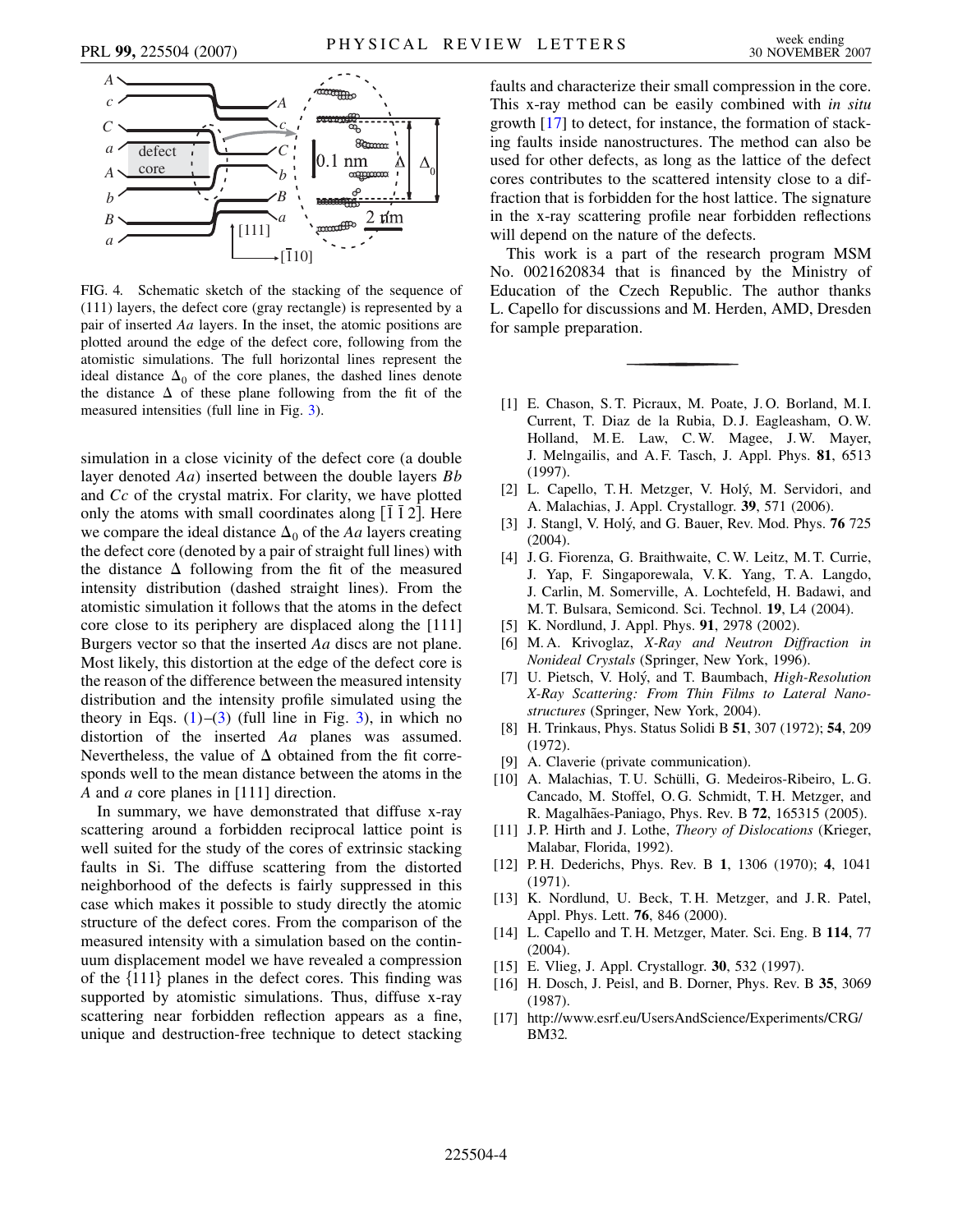A
c
C
a
A
b
B
a
defect core
A
c
C
b
B
a
[111]
[$\bar{1}$10]
0.1 nm
$\Delta$
$\Delta_0$
2 nm

FIG. 4. Schematic sketch of the stacking of the sequence of (111) layers, the defect core (gray rectangle) is represented by a pair of inserted *Aa* layers. In the inset, the atomic positions are plotted around the edge of the defect core, following from the atomistic simulations. The full horizontal lines represent the ideal distance $\Delta_0$ of the core planes, the dashed lines denote the distance $\Delta$ of these plane following from the fit of the measured intensities (full line in Fig. 3).

simulation in a close vicinity of the defect core (a double layer denoted *Aa*) inserted between the double layers *Bb* and *Cc* of the crystal matrix. For clarity, we have plotted only the atoms with small coordinates along [$\bar{1}\,\bar{1}\,2$]. Here we compare the ideal distance $\Delta_0$ of the *Aa* layers creating the defect core (denoted by a pair of straight full lines) with the distance $\Delta$ following from the fit of the measured intensity distribution (dashed straight lines). From the atomistic simulation it follows that the atoms in the defect core close to its periphery are displaced along the [111] Burgers vector so that the inserted *Aa* discs are not plane. Most likely, this distortion at the edge of the defect core is the reason of the difference between the measured intensity distribution and the intensity profile simulated using the theory in Eqs. (1)–(3) (full line in Fig. 3), in which no distortion of the inserted *Aa* planes was assumed. Nevertheless, the value of $\Delta$ obtained from the fit corresponds well to the mean distance between the atoms in the *A* and *a* core planes in [111] direction.

In summary, we have demonstrated that diffuse x-ray scattering around a forbidden reciprocal lattice point is well suited for the study of the cores of extrinsic stacking faults in Si. The diffuse scattering from the distorted neighborhood of the defects is fairly suppressed in this case which makes it possible to study directly the atomic structure of the defect cores. From the comparison of the measured intensity with a simulation based on the continuum displacement model we have revealed a compression of the {111} planes in the defect cores. This finding was supported by atomistic simulations. Thus, diffuse x-ray scattering near forbidden reflection appears as a fine, unique and destruction-free technique to detect stacking faults and characterize their small compression in the core. This x-ray method can be easily combined with *in situ* growth [17] to detect, for instance, the formation of stacking faults inside nanostructures. The method can also be used for other defects, as long as the lattice of the defect cores contributes to the scattered intensity close to a diffraction that is forbidden for the host lattice. The signature in the x-ray scattering profile near forbidden reflections will depend on the nature of the defects.

This work is a part of the research program MSM No. 0021620834 that is financed by the Ministry of Education of the Czech Republic. The author thanks L. Capello for discussions and M. Herden, AMD, Dresden for sample preparation.

---

[1] E. Chason, S. T. Picraux, M. Poate, J. O. Borland, M. I. Current, T. Diaz de la Rubia, D. J. Eaglesham, O. W. Holland, M. E. Law, C. W. Magee, J. W. Mayer, J. Melngailis, and A. F. Tasch, J. Appl. Phys. **81**, 6513 (1997).

[2] L. Capello, T. H. Metzger, V. Holý, M. Servidori, and A. Malachias, J. Appl. Crystallogr. **39**, 571 (2006).

[3] J. Stangl, V. Holý, and G. Bauer, Rev. Mod. Phys. **76** 725 (2004).

[4] J. G. Fiorenza, G. Braithwaite, C. W. Leitz, M. T. Currie, J. Yap, F. Singaporewala, V. K. Yang, T. A. Langdo, J. Carlin, M. Somerville, A. Lochtefeld, H. Badawi, and M. T. Bulsara, Semicond. Sci. Technol. **19**, L4 (2004).

[5] K. Nordlund, J. Appl. Phys. **91**, 2978 (2002).

[6] M. A. Krivoglaz, *X-Ray and Neutron Diffraction in Nonideal Crystals* (Springer, New York, 1996).

[7] U. Pietsch, V. Holý, and T. Baumbach, *High-Resolution X-Ray Scattering: From Thin Films to Lateral Nanostructures* (Springer, New York, 2004).

[8] H. Trinkaus, Phys. Status Solidi B **51**, 307 (1972); **54**, 209 (1972).

[9] A. Claverie (private communication).

[10] A. Malachias, T. U. Schülli, G. Medeiros-Ribeiro, L. G. Cancado, M. Stoffel, O. G. Schmidt, T. H. Metzger, and R. Magalhães-Paniago, Phys. Rev. B **72**, 165315 (2005).

[11] J. P. Hirth and J. Lothe, *Theory of Dislocations* (Krieger, Malabar, Florida, 1992).

[12] P. H. Dederichs, Phys. Rev. B **1**, 1306 (1970); **4**, 1041 (1971).

[13] K. Nordlund, U. Beck, T. H. Metzger, and J. R. Patel, Appl. Phys. Lett. **76**, 846 (2000).

[14] L. Capello and T. H. Metzger, Mater. Sci. Eng. B **114**, 77 (2004).

[15] E. Vlieg, J. Appl. Crystallogr. **30**, 532 (1997).

[16] H. Dosch, J. Peisl, and B. Dorner, Phys. Rev. B **35**, 3069 (1987).

[17] http://www.esrf.eu/UsersAndScience/Experiments/CRG/BM32.